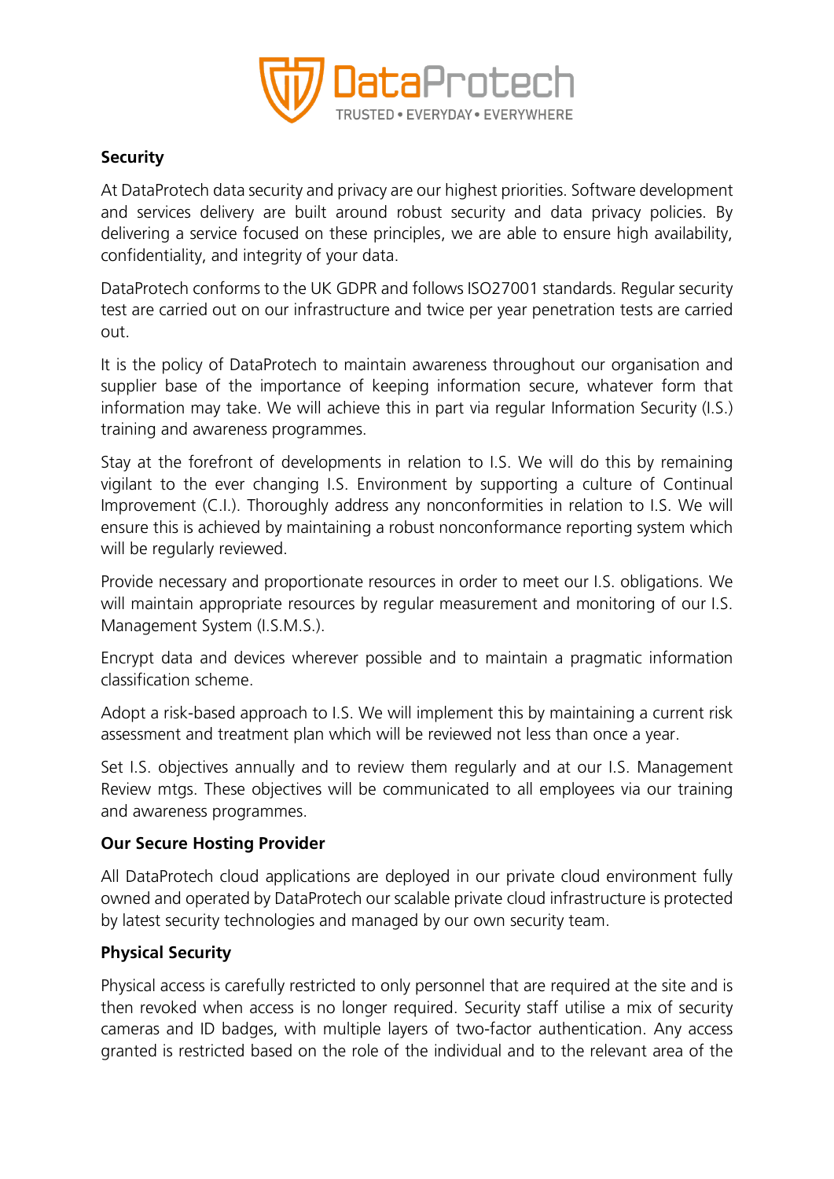**DataProtech**
TRUSTED • EVERYDAY • EVERYWHERE

**Security**

At DataProtech data security and privacy are our highest priorities. Software development and services delivery are built around robust security and data privacy policies. By delivering a service focused on these principles, we are able to ensure high availability, confidentiality, and integrity of your data.

DataProtech conforms to the UK GDPR and follows ISO27001 standards. Regular security test are carried out on our infrastructure and twice per year penetration tests are carried out.

It is the policy of DataProtech to maintain awareness throughout our organisation and supplier base of the importance of keeping information secure, whatever form that information may take. We will achieve this in part via regular Information Security (I.S.) training and awareness programmes.

Stay at the forefront of developments in relation to I.S. We will do this by remaining vigilant to the ever changing I.S. Environment by supporting a culture of Continual Improvement (C.I.). Thoroughly address any nonconformities in relation to I.S. We will ensure this is achieved by maintaining a robust nonconformance reporting system which will be regularly reviewed.

Provide necessary and proportionate resources in order to meet our I.S. obligations. We will maintain appropriate resources by regular measurement and monitoring of our I.S. Management System (I.S.M.S.).

Encrypt data and devices wherever possible and to maintain a pragmatic information classification scheme.

Adopt a risk-based approach to I.S. We will implement this by maintaining a current risk assessment and treatment plan which will be reviewed not less than once a year.

Set I.S. objectives annually and to review them regularly and at our I.S. Management Review mtgs. These objectives will be communicated to all employees via our training and awareness programmes.

**Our Secure Hosting Provider**

All DataProtech cloud applications are deployed in our private cloud environment fully owned and operated by DataProtech our scalable private cloud infrastructure is protected by latest security technologies and managed by our own security team.

**Physical Security**

Physical access is carefully restricted to only personnel that are required at the site and is then revoked when access is no longer required. Security staff utilise a mix of security cameras and ID badges, with multiple layers of two-factor authentication. Any access granted is restricted based on the role of the individual and to the relevant area of the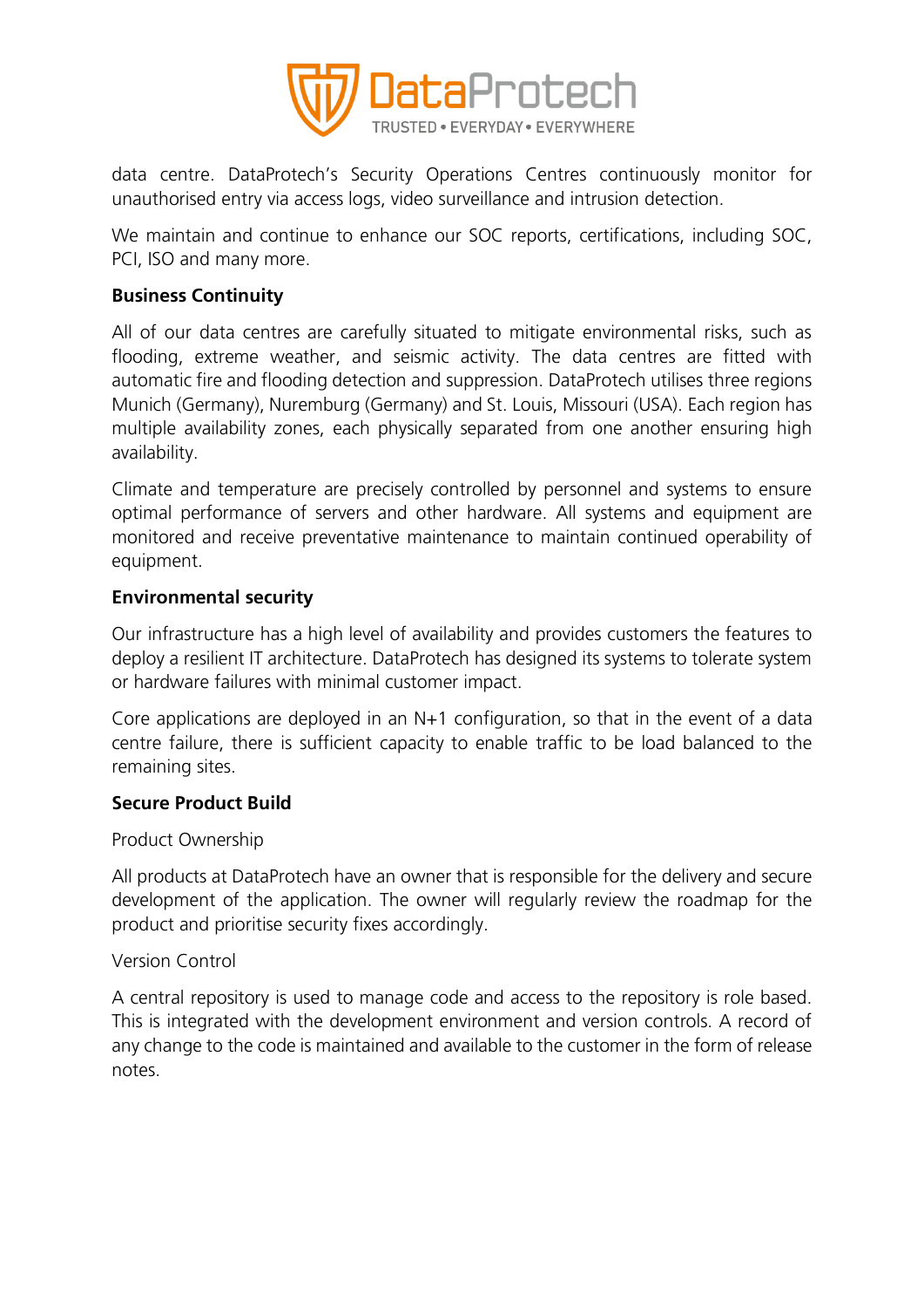data centre. DataProtech's Security Operations Centres continuously monitor for unauthorised entry via access logs, video surveillance and intrusion detection.

We maintain and continue to enhance our SOC reports, certifications, including SOC, PCI, ISO and many more.

**Business Continuity**

All of our data centres are carefully situated to mitigate environmental risks, such as flooding, extreme weather, and seismic activity. The data centres are fitted with automatic fire and flooding detection and suppression. DataProtech utilises three regions Munich (Germany), Nuremburg (Germany) and St. Louis, Missouri (USA). Each region has multiple availability zones, each physically separated from one another ensuring high availability.

Climate and temperature are precisely controlled by personnel and systems to ensure optimal performance of servers and other hardware. All systems and equipment are monitored and receive preventative maintenance to maintain continued operability of equipment.

**Environmental security**

Our infrastructure has a high level of availability and provides customers the features to deploy a resilient IT architecture. DataProtech has designed its systems to tolerate system or hardware failures with minimal customer impact.

Core applications are deployed in an N+1 configuration, so that in the event of a data centre failure, there is sufficient capacity to enable traffic to be load balanced to the remaining sites.

**Secure Product Build**

Product Ownership

All products at DataProtech have an owner that is responsible for the delivery and secure development of the application. The owner will regularly review the roadmap for the product and prioritise security fixes accordingly.

Version Control

A central repository is used to manage code and access to the repository is role based. This is integrated with the development environment and version controls. A record of any change to the code is maintained and available to the customer in the form of release notes.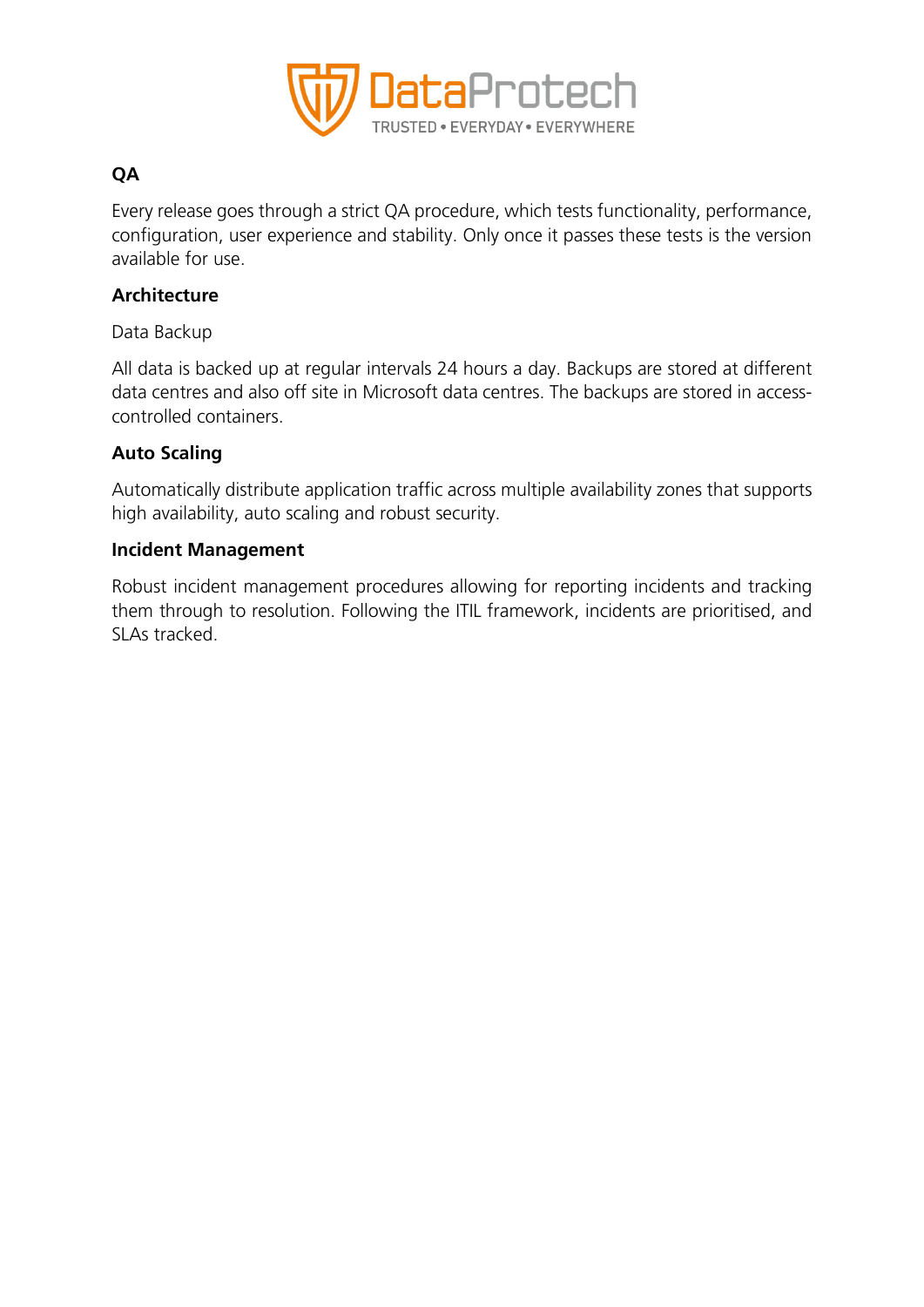**QA**

Every release goes through a strict QA procedure, which tests functionality, performance, configuration, user experience and stability. Only once it passes these tests is the version available for use.

**Architecture**

Data Backup

All data is backed up at regular intervals 24 hours a day. Backups are stored at different data centres and also off site in Microsoft data centres. The backups are stored in access-controlled containers.

**Auto Scaling**

Automatically distribute application traffic across multiple availability zones that supports high availability, auto scaling and robust security.

**Incident Management**

Robust incident management procedures allowing for reporting incidents and tracking them through to resolution. Following the ITIL framework, incidents are prioritised, and SLAs tracked.